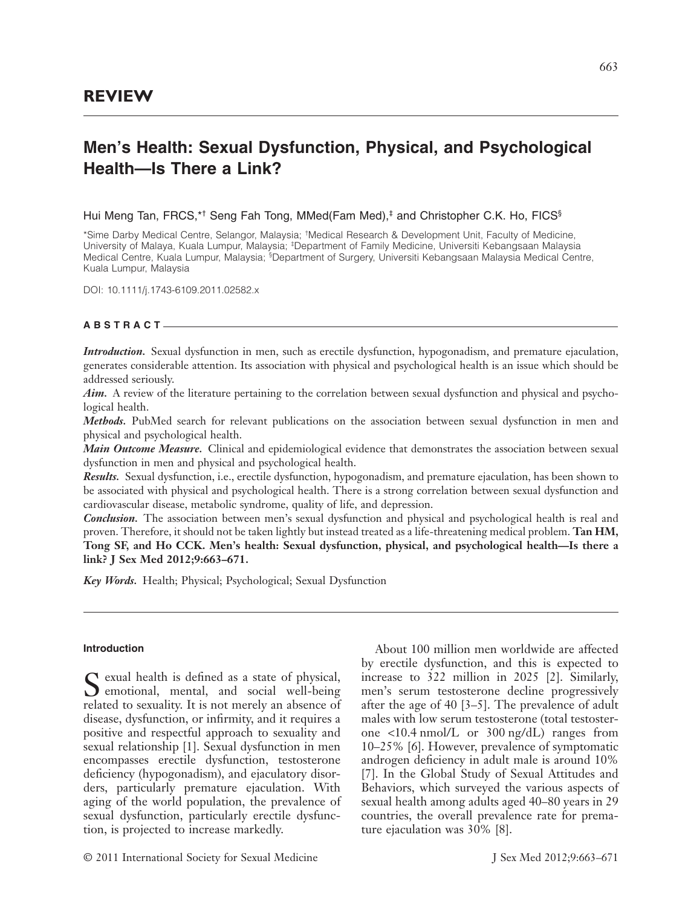## REVIEW

# Men's Health: Sexual Dysfunction, Physical, and Psychological Health—Is There a Link?

Hui Meng Tan, FRCS,*† Seng Fah Tong, MMed(Fam Med),‡ and Christopher C.K. Ho, FICS§

*Sime Darby Medical Centre, Selangor, Malaysia; †Medical Research & Development Unit, Faculty of Medicine, University of Malaya, Kuala Lumpur, Malaysia; ‡Department of Family Medicine, Universiti Kebangsaan Malaysia Medical Centre, Kuala Lumpur, Malaysia; §Department of Surgery, Universiti Kebangsaan Malaysia Medical Centre, Kuala Lumpur, Malaysia

DOI: 10.1111/j.1743-6109.2011.02582.x

**ABSTRACT**

***Introduction.*** Sexual dysfunction in men, such as erectile dysfunction, hypogonadism, and premature ejaculation, generates considerable attention. Its association with physical and psychological health is an issue which should be addressed seriously.

***Aim.*** A review of the literature pertaining to the correlation between sexual dysfunction and physical and psychological health.

***Methods.*** PubMed search for relevant publications on the association between sexual dysfunction in men and physical and psychological health.

***Main Outcome Measure.*** Clinical and epidemiological evidence that demonstrates the association between sexual dysfunction in men and physical and psychological health.

***Results.*** Sexual dysfunction, i.e., erectile dysfunction, hypogonadism, and premature ejaculation, has been shown to be associated with physical and psychological health. There is a strong correlation between sexual dysfunction and cardiovascular disease, metabolic syndrome, quality of life, and depression.

***Conclusion.*** The association between men's sexual dysfunction and physical and psychological health is real and proven. Therefore, it should not be taken lightly but instead treated as a life-threatening medical problem. **Tan HM, Tong SF, and Ho CCK. Men's health: Sexual dysfunction, physical, and psychological health—Is there a link? J Sex Med 2012;9:663–671.**

***Key Words.*** Health; Physical; Psychological; Sexual Dysfunction

#### Introduction

Sexual health is defined as a state of physical, emotional, mental, and social well-being related to sexuality. It is not merely an absence of disease, dysfunction, or infirmity, and it requires a positive and respectful approach to sexuality and sexual relationship [1]. Sexual dysfunction in men encompasses erectile dysfunction, testosterone deficiency (hypogonadism), and ejaculatory disorders, particularly premature ejaculation. With aging of the world population, the prevalence of sexual dysfunction, particularly erectile dysfunction, is projected to increase markedly.

About 100 million men worldwide are affected by erectile dysfunction, and this is expected to increase to 322 million in 2025 [2]. Similarly, men's serum testosterone decline progressively after the age of 40 [3–5]. The prevalence of adult males with low serum testosterone (total testosterone <10.4 nmol/L or 300 ng/dL) ranges from 10–25% [6]. However, prevalence of symptomatic androgen deficiency in adult male is around 10% [7]. In the Global Study of Sexual Attitudes and Behaviors, which surveyed the various aspects of sexual health among adults aged 40–80 years in 29 countries, the overall prevalence rate for premature ejaculation was 30% [8].

© 2011 International Society for Sexual Medicine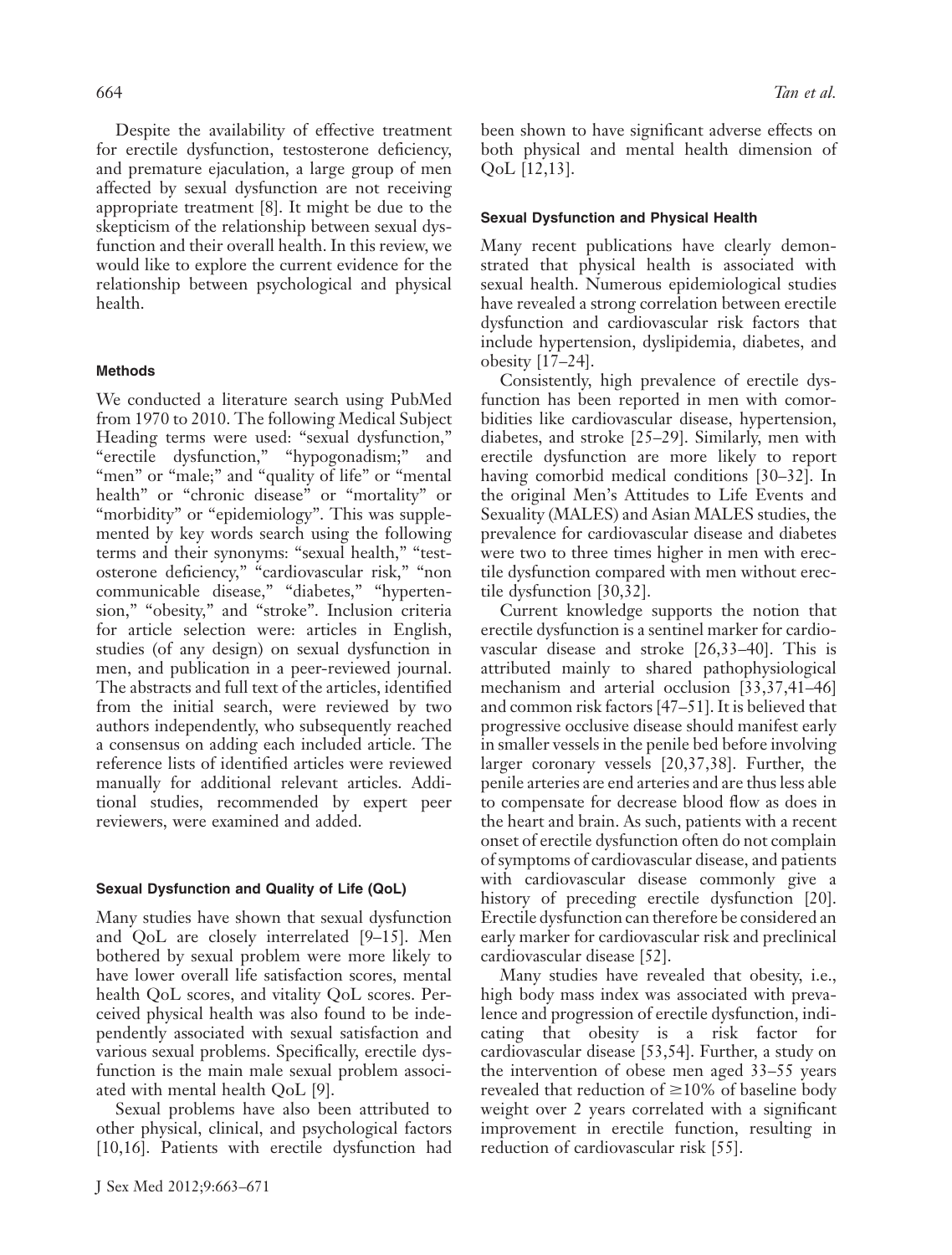Despite the availability of effective treatment for erectile dysfunction, testosterone deficiency, and premature ejaculation, a large group of men affected by sexual dysfunction are not receiving appropriate treatment [8]. It might be due to the skepticism of the relationship between sexual dysfunction and their overall health. In this review, we would like to explore the current evidence for the relationship between psychological and physical health.

## Methods

We conducted a literature search using PubMed from 1970 to 2010. The following Medical Subject Heading terms were used: "sexual dysfunction," "erectile dysfunction," "hypogonadism;" and "men" or "male;" and "quality of life" or "mental health" or "chronic disease" or "mortality" or "morbidity" or "epidemiology". This was supplemented by key words search using the following terms and their synonyms: "sexual health," "testosterone deficiency," "cardiovascular risk," "non communicable disease," "diabetes," "hypertension," "obesity," and "stroke". Inclusion criteria for article selection were: articles in English, studies (of any design) on sexual dysfunction in men, and publication in a peer-reviewed journal. The abstracts and full text of the articles, identified from the initial search, were reviewed by two authors independently, who subsequently reached a consensus on adding each included article. The reference lists of identified articles were reviewed manually for additional relevant articles. Additional studies, recommended by expert peer reviewers, were examined and added.

## Sexual Dysfunction and Quality of Life (QoL)

Many studies have shown that sexual dysfunction and QoL are closely interrelated [9–15]. Men bothered by sexual problem were more likely to have lower overall life satisfaction scores, mental health QoL scores, and vitality QoL scores. Perceived physical health was also found to be independently associated with sexual satisfaction and various sexual problems. Specifically, erectile dysfunction is the main male sexual problem associated with mental health QoL [9].

Sexual problems have also been attributed to other physical, clinical, and psychological factors [10,16]. Patients with erectile dysfunction had been shown to have significant adverse effects on both physical and mental health dimension of QoL [12,13].

## Sexual Dysfunction and Physical Health

Many recent publications have clearly demonstrated that physical health is associated with sexual health. Numerous epidemiological studies have revealed a strong correlation between erectile dysfunction and cardiovascular risk factors that include hypertension, dyslipidemia, diabetes, and obesity [17–24].

Consistently, high prevalence of erectile dysfunction has been reported in men with comorbidities like cardiovascular disease, hypertension, diabetes, and stroke [25–29]. Similarly, men with erectile dysfunction are more likely to report having comorbid medical conditions [30–32]. In the original Men's Attitudes to Life Events and Sexuality (MALES) and Asian MALES studies, the prevalence for cardiovascular disease and diabetes were two to three times higher in men with erectile dysfunction compared with men without erectile dysfunction [30,32].

Current knowledge supports the notion that erectile dysfunction is a sentinel marker for cardiovascular disease and stroke [26,33–40]. This is attributed mainly to shared pathophysiological mechanism and arterial occlusion [33,37,41–46] and common risk factors [47–51]. It is believed that progressive occlusive disease should manifest early in smaller vessels in the penile bed before involving larger coronary vessels [20,37,38]. Further, the penile arteries are end arteries and are thus less able to compensate for decrease blood flow as does in the heart and brain. As such, patients with a recent onset of erectile dysfunction often do not complain of symptoms of cardiovascular disease, and patients with cardiovascular disease commonly give a history of preceding erectile dysfunction [20]. Erectile dysfunction can therefore be considered an early marker for cardiovascular risk and preclinical cardiovascular disease [52].

Many studies have revealed that obesity, i.e., high body mass index was associated with prevalence and progression of erectile dysfunction, indicating that obesity is a risk factor for cardiovascular disease [53,54]. Further, a study on the intervention of obese men aged 33–55 years revealed that reduction of $\geq$10% of baseline body weight over 2 years correlated with a significant improvement in erectile function, resulting in reduction of cardiovascular risk [55].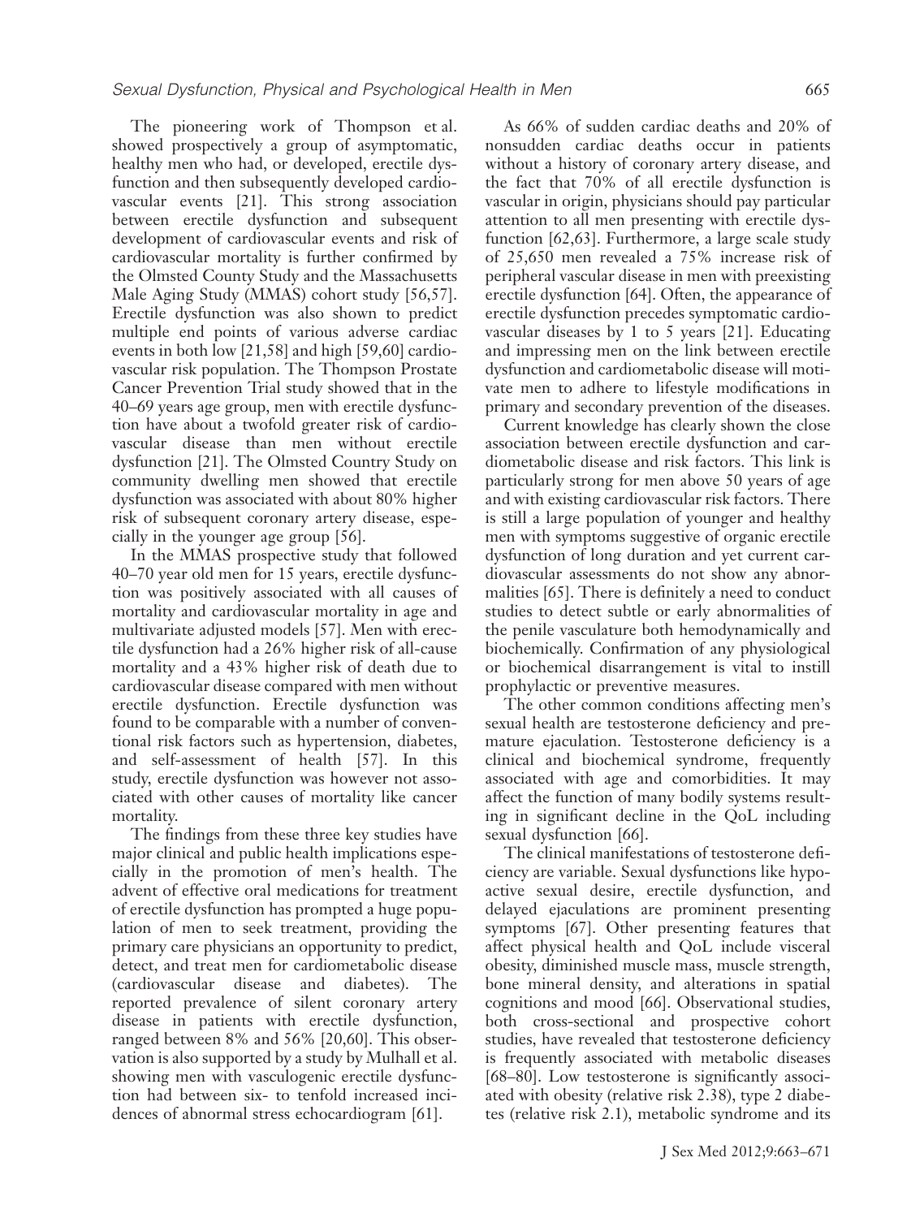The pioneering work of Thompson et al. showed prospectively a group of asymptomatic, healthy men who had, or developed, erectile dysfunction and then subsequently developed cardiovascular events [21]. This strong association between erectile dysfunction and subsequent development of cardiovascular events and risk of cardiovascular mortality is further confirmed by the Olmsted County Study and the Massachusetts Male Aging Study (MMAS) cohort study [56,57]. Erectile dysfunction was also shown to predict multiple end points of various adverse cardiac events in both low [21,58] and high [59,60] cardiovascular risk population. The Thompson Prostate Cancer Prevention Trial study showed that in the 40–69 years age group, men with erectile dysfunction have about a twofold greater risk of cardiovascular disease than men without erectile dysfunction [21]. The Olmsted Country Study on community dwelling men showed that erectile dysfunction was associated with about 80% higher risk of subsequent coronary artery disease, especially in the younger age group [56].

In the MMAS prospective study that followed 40–70 year old men for 15 years, erectile dysfunction was positively associated with all causes of mortality and cardiovascular mortality in age and multivariate adjusted models [57]. Men with erectile dysfunction had a 26% higher risk of all-cause mortality and a 43% higher risk of death due to cardiovascular disease compared with men without erectile dysfunction. Erectile dysfunction was found to be comparable with a number of conventional risk factors such as hypertension, diabetes, and self-assessment of health [57]. In this study, erectile dysfunction was however not associated with other causes of mortality like cancer mortality.

The findings from these three key studies have major clinical and public health implications especially in the promotion of men's health. The advent of effective oral medications for treatment of erectile dysfunction has prompted a huge population of men to seek treatment, providing the primary care physicians an opportunity to predict, detect, and treat men for cardiometabolic disease (cardiovascular disease and diabetes). The reported prevalence of silent coronary artery disease in patients with erectile dysfunction, ranged between 8% and 56% [20,60]. This observation is also supported by a study by Mulhall et al. showing men with vasculogenic erectile dysfunction had between six- to tenfold increased incidences of abnormal stress echocardiogram [61].

As 66% of sudden cardiac deaths and 20% of nonsudden cardiac deaths occur in patients without a history of coronary artery disease, and the fact that 70% of all erectile dysfunction is vascular in origin, physicians should pay particular attention to all men presenting with erectile dysfunction [62,63]. Furthermore, a large scale study of 25,650 men revealed a 75% increase risk of peripheral vascular disease in men with preexisting erectile dysfunction [64]. Often, the appearance of erectile dysfunction precedes symptomatic cardiovascular diseases by 1 to 5 years [21]. Educating and impressing men on the link between erectile dysfunction and cardiometabolic disease will motivate men to adhere to lifestyle modifications in primary and secondary prevention of the diseases.

Current knowledge has clearly shown the close association between erectile dysfunction and cardiometabolic disease and risk factors. This link is particularly strong for men above 50 years of age and with existing cardiovascular risk factors. There is still a large population of younger and healthy men with symptoms suggestive of organic erectile dysfunction of long duration and yet current cardiovascular assessments do not show any abnormalities [65]. There is definitely a need to conduct studies to detect subtle or early abnormalities of the penile vasculature both hemodynamically and biochemically. Confirmation of any physiological or biochemical disarrangement is vital to instill prophylactic or preventive measures.

The other common conditions affecting men's sexual health are testosterone deficiency and premature ejaculation. Testosterone deficiency is a clinical and biochemical syndrome, frequently associated with age and comorbidities. It may affect the function of many bodily systems resulting in significant decline in the QoL including sexual dysfunction [66].

The clinical manifestations of testosterone deficiency are variable. Sexual dysfunctions like hypoactive sexual desire, erectile dysfunction, and delayed ejaculations are prominent presenting symptoms [67]. Other presenting features that affect physical health and QoL include visceral obesity, diminished muscle mass, muscle strength, bone mineral density, and alterations in spatial cognitions and mood [66]. Observational studies, both cross-sectional and prospective cohort studies, have revealed that testosterone deficiency is frequently associated with metabolic diseases [68–80]. Low testosterone is significantly associated with obesity (relative risk 2.38), type 2 diabetes (relative risk 2.1), metabolic syndrome and its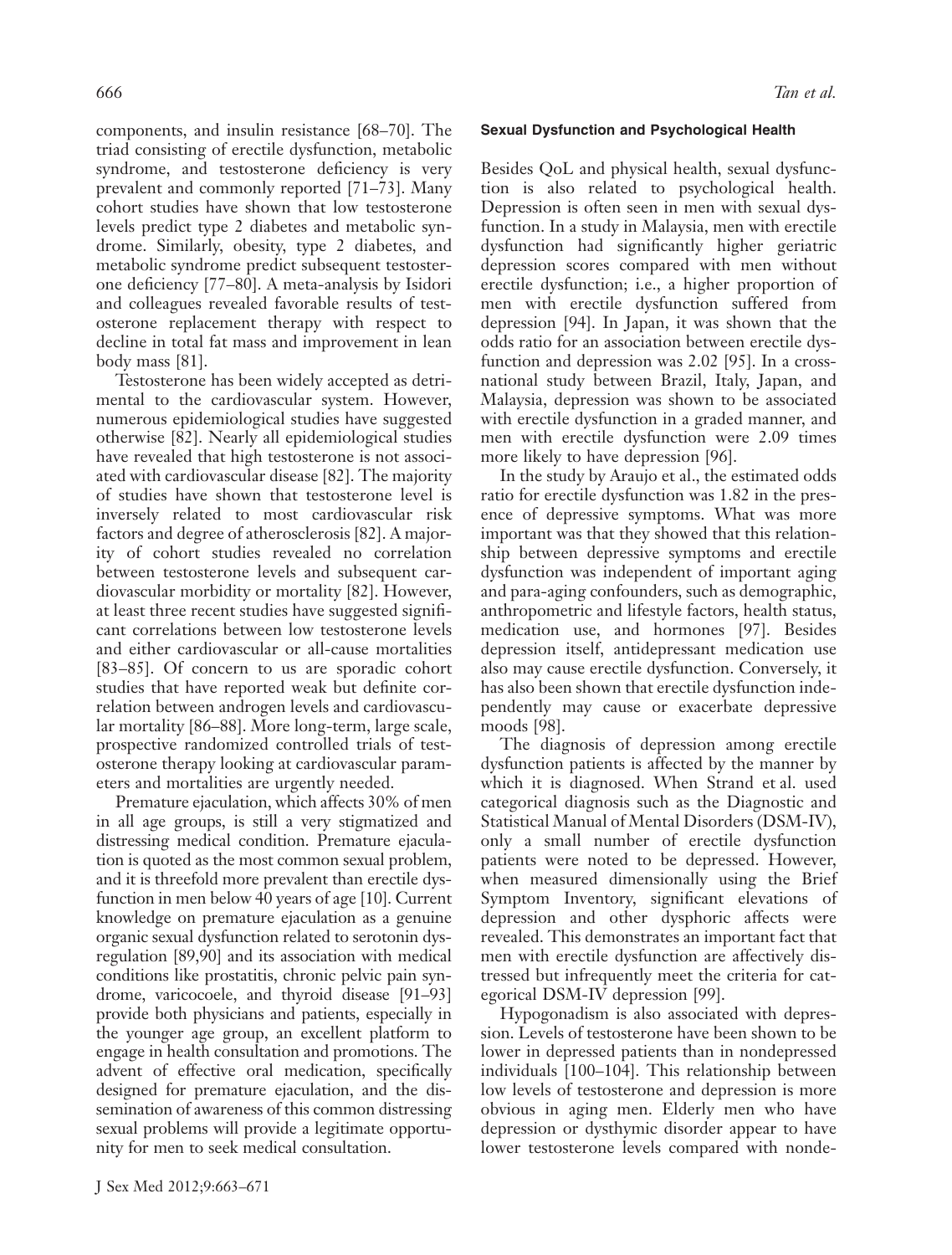components, and insulin resistance [68–70]. The triad consisting of erectile dysfunction, metabolic syndrome, and testosterone deficiency is very prevalent and commonly reported [71–73]. Many cohort studies have shown that low testosterone levels predict type 2 diabetes and metabolic syndrome. Similarly, obesity, type 2 diabetes, and metabolic syndrome predict subsequent testosterone deficiency [77–80]. A meta-analysis by Isidori and colleagues revealed favorable results of testosterone replacement therapy with respect to decline in total fat mass and improvement in lean body mass [81].

Testosterone has been widely accepted as detrimental to the cardiovascular system. However, numerous epidemiological studies have suggested otherwise [82]. Nearly all epidemiological studies have revealed that high testosterone is not associated with cardiovascular disease [82]. The majority of studies have shown that testosterone level is inversely related to most cardiovascular risk factors and degree of atherosclerosis [82]. A majority of cohort studies revealed no correlation between testosterone levels and subsequent cardiovascular morbidity or mortality [82]. However, at least three recent studies have suggested significant correlations between low testosterone levels and either cardiovascular or all-cause mortalities [83–85]. Of concern to us are sporadic cohort studies that have reported weak but definite correlation between androgen levels and cardiovascular mortality [86–88]. More long-term, large scale, prospective randomized controlled trials of testosterone therapy looking at cardiovascular parameters and mortalities are urgently needed.

Premature ejaculation, which affects 30% of men in all age groups, is still a very stigmatized and distressing medical condition. Premature ejaculation is quoted as the most common sexual problem, and it is threefold more prevalent than erectile dysfunction in men below 40 years of age [10]. Current knowledge on premature ejaculation as a genuine organic sexual dysfunction related to serotonin dysregulation [89,90] and its association with medical conditions like prostatitis, chronic pelvic pain syndrome, varicocoele, and thyroid disease [91–93] provide both physicians and patients, especially in the younger age group, an excellent platform to engage in health consultation and promotions. The advent of effective oral medication, specifically designed for premature ejaculation, and the dissemination of awareness of this common distressing sexual problems will provide a legitimate opportunity for men to seek medical consultation.

### Sexual Dysfunction and Psychological Health

Besides QoL and physical health, sexual dysfunction is also related to psychological health. Depression is often seen in men with sexual dysfunction. In a study in Malaysia, men with erectile dysfunction had significantly higher geriatric depression scores compared with men without erectile dysfunction; i.e., a higher proportion of men with erectile dysfunction suffered from depression [94]. In Japan, it was shown that the odds ratio for an association between erectile dysfunction and depression was 2.02 [95]. In a cross-national study between Brazil, Italy, Japan, and Malaysia, depression was shown to be associated with erectile dysfunction in a graded manner, and men with erectile dysfunction were 2.09 times more likely to have depression [96].

In the study by Araujo et al., the estimated odds ratio for erectile dysfunction was 1.82 in the presence of depressive symptoms. What was more important was that they showed that this relationship between depressive symptoms and erectile dysfunction was independent of important aging and para-aging confounders, such as demographic, anthropometric and lifestyle factors, health status, medication use, and hormones [97]. Besides depression itself, antidepressant medication use also may cause erectile dysfunction. Conversely, it has also been shown that erectile dysfunction independently may cause or exacerbate depressive moods [98].

The diagnosis of depression among erectile dysfunction patients is affected by the manner by which it is diagnosed. When Strand et al. used categorical diagnosis such as the Diagnostic and Statistical Manual of Mental Disorders (DSM-IV), only a small number of erectile dysfunction patients were noted to be depressed. However, when measured dimensionally using the Brief Symptom Inventory, significant elevations of depression and other dysphoric affects were revealed. This demonstrates an important fact that men with erectile dysfunction are affectively distressed but infrequently meet the criteria for categorical DSM-IV depression [99].

Hypogonadism is also associated with depression. Levels of testosterone have been shown to be lower in depressed patients than in nondepressed individuals [100–104]. This relationship between low levels of testosterone and depression is more obvious in aging men. Elderly men who have depression or dysthymic disorder appear to have lower testosterone levels compared with nonde-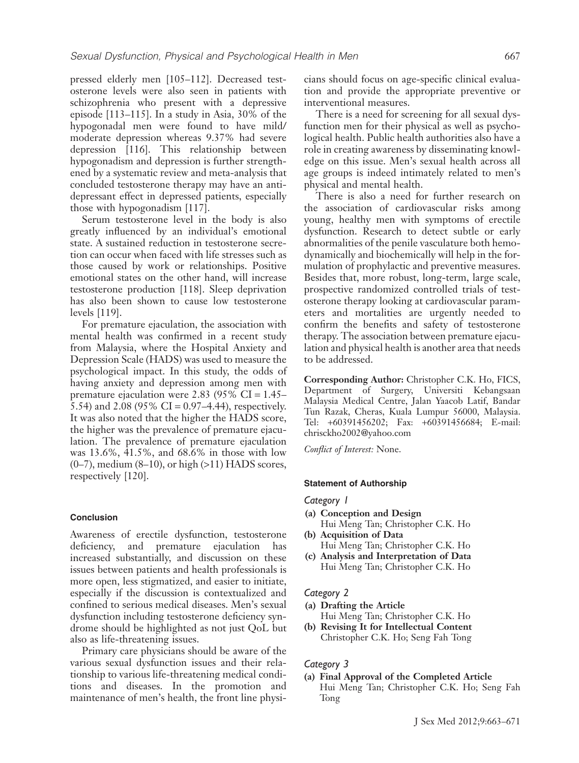pressed elderly men [105–112]. Decreased testosterone levels were also seen in patients with schizophrenia who present with a depressive episode [113–115]. In a study in Asia, 30% of the hypogonadal men were found to have mild/moderate depression whereas 9.37% had severe depression [116]. This relationship between hypogonadism and depression is further strengthened by a systematic review and meta-analysis that concluded testosterone therapy may have an antidepressant effect in depressed patients, especially those with hypogonadism [117].

Serum testosterone level in the body is also greatly influenced by an individual's emotional state. A sustained reduction in testosterone secretion can occur when faced with life stresses such as those caused by work or relationships. Positive emotional states on the other hand, will increase testosterone production [118]. Sleep deprivation has also been shown to cause low testosterone levels [119].

For premature ejaculation, the association with mental health was confirmed in a recent study from Malaysia, where the Hospital Anxiety and Depression Scale (HADS) was used to measure the psychological impact. In this study, the odds of having anxiety and depression among men with premature ejaculation were 2.83 (95% CI = 1.45–5.54) and 2.08 (95% CI = 0.97–4.44), respectively. It was also noted that the higher the HADS score, the higher was the prevalence of premature ejaculation. The prevalence of premature ejaculation was 13.6%, 41.5%, and 68.6% in those with low (0–7), medium (8–10), or high (>11) HADS scores, respectively [120].

## Conclusion

Awareness of erectile dysfunction, testosterone deficiency, and premature ejaculation has increased substantially, and discussion on these issues between patients and health professionals is more open, less stigmatized, and easier to initiate, especially if the discussion is contextualized and confined to serious medical diseases. Men's sexual dysfunction including testosterone deficiency syndrome should be highlighted as not just QoL but also as life-threatening issues.

Primary care physicians should be aware of the various sexual dysfunction issues and their relationship to various life-threatening medical conditions and diseases. In the promotion and maintenance of men's health, the front line physicians should focus on age-specific clinical evaluation and provide the appropriate preventive or interventional measures.

There is a need for screening for all sexual dysfunction men for their physical as well as psychological health. Public health authorities also have a role in creating awareness by disseminating knowledge on this issue. Men's sexual health across all age groups is indeed intimately related to men's physical and mental health.

There is also a need for further research on the association of cardiovascular risks among young, healthy men with symptoms of erectile dysfunction. Research to detect subtle or early abnormalities of the penile vasculature both hemodynamically and biochemically will help in the formulation of prophylactic and preventive measures. Besides that, more robust, long-term, large scale, prospective randomized controlled trials of testosterone therapy looking at cardiovascular parameters and mortalities are urgently needed to confirm the benefits and safety of testosterone therapy. The association between premature ejaculation and physical health is another area that needs to be addressed.

**Corresponding Author:** Christopher C.K. Ho, FICS, Department of Surgery, Universiti Kebangsaan Malaysia Medical Centre, Jalan Yaacob Latif, Bandar Tun Razak, Cheras, Kuala Lumpur 56000, Malaysia. Tel: +60391456202; Fax: +60391456684; E-mail: chrisckho2002@yahoo.com

*Conflict of Interest:* None.

### Statement of Authorship

*Category 1*

- **(a) Conception and Design**
  Hui Meng Tan; Christopher C.K. Ho
- **(b) Acquisition of Data**
  Hui Meng Tan; Christopher C.K. Ho
- **(c) Analysis and Interpretation of Data**
  Hui Meng Tan; Christopher C.K. Ho

*Category 2*

- **(a) Drafting the Article**
  Hui Meng Tan; Christopher C.K. Ho
- **(b) Revising It for Intellectual Content**
  Christopher C.K. Ho; Seng Fah Tong

*Category 3*

- **(a) Final Approval of the Completed Article**
  Hui Meng Tan; Christopher C.K. Ho; Seng Fah Tong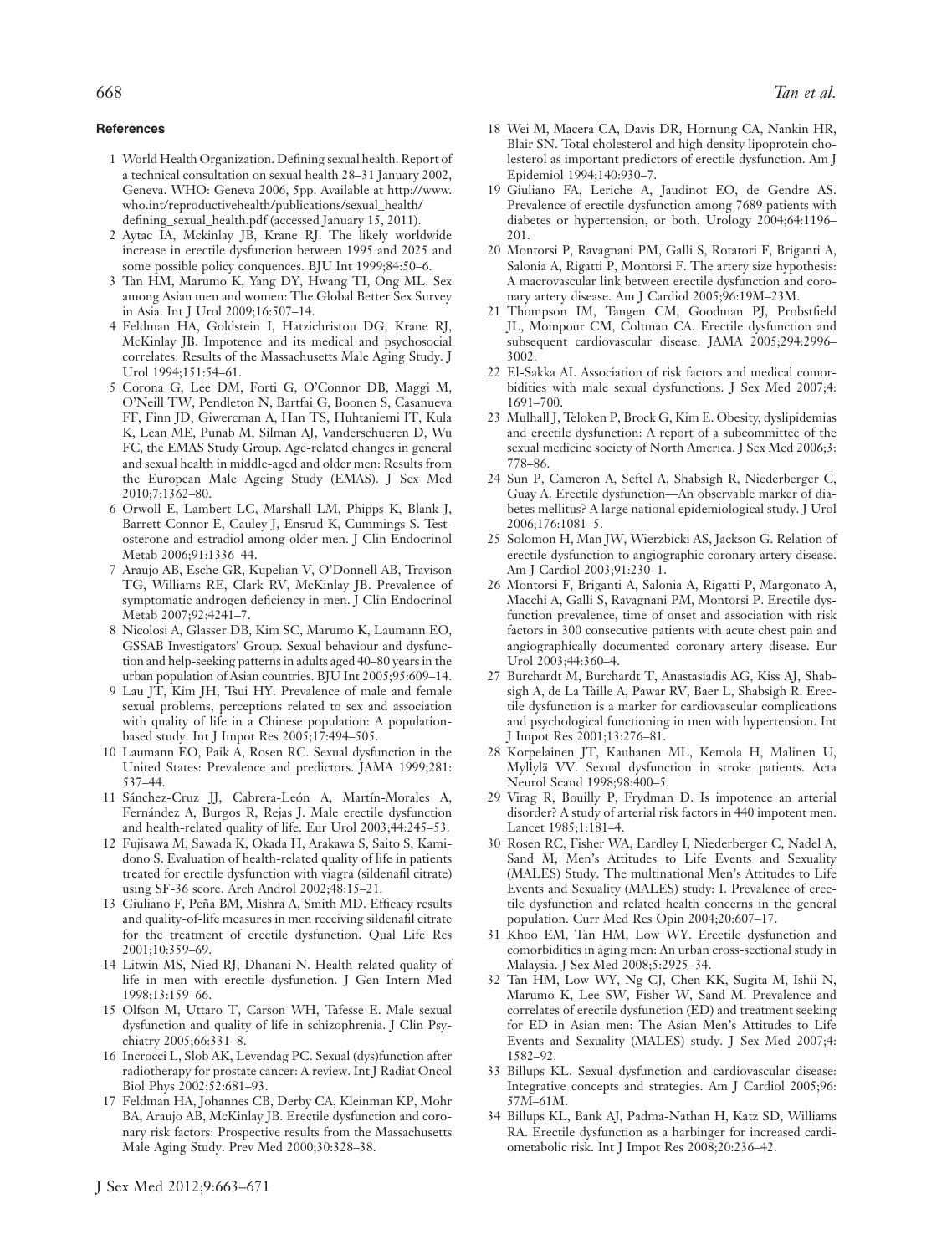## References

1. World Health Organization. Defining sexual health. Report of a technical consultation on sexual health 28–31 January 2002, Geneva. WHO: Geneva 2006, 5pp. Available at http://www.who.int/reproductivehealth/publications/sexual_health/defining_sexual_health.pdf (accessed January 15, 2011).
2. Aytac IA, Mckinlay JB, Krane RJ. The likely worldwide increase in erectile dysfunction between 1995 and 2025 and some possible policy conquences. BJU Int 1999;84:50–6.
3. Tan HM, Marumo K, Yang DY, Hwang TI, Ong ML. Sex among Asian men and women: The Global Better Sex Survey in Asia. Int J Urol 2009;16:507–14.
4. Feldman HA, Goldstein I, Hatzichristou DG, Krane RJ, McKinlay JB. Impotence and its medical and psychosocial correlates: Results of the Massachusetts Male Aging Study. J Urol 1994;151:54–61.
5. Corona G, Lee DM, Forti G, O'Connor DB, Maggi M, O'Neill TW, Pendleton N, Bartfai G, Boonen S, Casanueva FF, Finn JD, Giwercman A, Han TS, Huhtaniemi IT, Kula K, Lean ME, Punab M, Silman AJ, Vanderschueren D, Wu FC, the EMAS Study Group. Age-related changes in general and sexual health in middle-aged and older men: Results from the European Male Ageing Study (EMAS). J Sex Med 2010;7:1362–80.
6. Orwoll E, Lambert LC, Marshall LM, Phipps K, Blank J, Barrett-Connor E, Cauley J, Ensrud K, Cummings S. Testosterone and estradiol among older men. J Clin Endocrinol Metab 2006;91:1336–44.
7. Araujo AB, Esche GR, Kupelian V, O'Donnell AB, Travison TG, Williams RE, Clark RV, McKinlay JB. Prevalence of symptomatic androgen deficiency in men. J Clin Endocrinol Metab 2007;92:4241–7.
8. Nicolosi A, Glasser DB, Kim SC, Marumo K, Laumann EO, GSSAB Investigators' Group. Sexual behaviour and dysfunction and help-seeking patterns in adults aged 40–80 years in the urban population of Asian countries. BJU Int 2005;95:609–14.
9. Lau JT, Kim JH, Tsui HY. Prevalence of male and female sexual problems, perceptions related to sex and association with quality of life in a Chinese population: A population-based study. Int J Impot Res 2005;17:494–505.
10. Laumann EO, Paik A, Rosen RC. Sexual dysfunction in the United States: Prevalence and predictors. JAMA 1999;281: 537–44.
11. Sánchez-Cruz JJ, Cabrera-León A, Martín-Morales A, Fernández A, Burgos R, Rejas J. Male erectile dysfunction and health-related quality of life. Eur Urol 2003;44:245–53.
12. Fujisawa M, Sawada K, Okada H, Arakawa S, Saito S, Kamidono S. Evaluation of health-related quality of life in patients treated for erectile dysfunction with viagra (sildenafil citrate) using SF-36 score. Arch Androl 2002;48:15–21.
13. Giuliano F, Peña BM, Mishra A, Smith MD. Efficacy results and quality-of-life measures in men receiving sildenafil citrate for the treatment of erectile dysfunction. Qual Life Res 2001;10:359–69.
14. Litwin MS, Nied RJ, Dhanani N. Health-related quality of life in men with erectile dysfunction. J Gen Intern Med 1998;13:159–66.
15. Olfson M, Uttaro T, Carson WH, Tafesse E. Male sexual dysfunction and quality of life in schizophrenia. J Clin Psychiatry 2005;66:331–8.
16. Incrocci L, Slob AK, Levendag PC. Sexual (dys)function after radiotherapy for prostate cancer: A review. Int J Radiat Oncol Biol Phys 2002;52:681–93.
17. Feldman HA, Johannes CB, Derby CA, Kleinman KP, Mohr BA, Araujo AB, McKinlay JB. Erectile dysfunction and coronary risk factors: Prospective results from the Massachusetts Male Aging Study. Prev Med 2000;30:328–38.
18. Wei M, Macera CA, Davis DR, Hornung CA, Nankin HR, Blair SN. Total cholesterol and high density lipoprotein cholesterol as important predictors of erectile dysfunction. Am J Epidemiol 1994;140:930–7.
19. Giuliano FA, Leriche A, Jaudinot EO, de Gendre AS. Prevalence of erectile dysfunction among 7689 patients with diabetes or hypertension, or both. Urology 2004;64:1196–201.
20. Montorsi P, Ravagnani PM, Galli S, Rotatori F, Briganti A, Salonia A, Rigatti P, Montorsi F. The artery size hypothesis: A macrovascular link between erectile dysfunction and coronary artery disease. Am J Cardiol 2005;96:19M–23M.
21. Thompson IM, Tangen CM, Goodman PJ, Probstfield JL, Moinpour CM, Coltman CA. Erectile dysfunction and subsequent cardiovascular disease. JAMA 2005;294:2996–3002.
22. El-Sakka AI. Association of risk factors and medical comorbidities with male sexual dysfunctions. J Sex Med 2007;4: 1691–700.
23. Mulhall J, Teloken P, Brock G, Kim E. Obesity, dyslipidemias and erectile dysfunction: A report of a subcommittee of the sexual medicine society of North America. J Sex Med 2006;3: 778–86.
24. Sun P, Cameron A, Seftel A, Shabsigh R, Niederberger C, Guay A. Erectile dysfunction—An observable marker of diabetes mellitus? A large national epidemiological study. J Urol 2006;176:1081–5.
25. Solomon H, Man JW, Wierzbicki AS, Jackson G. Relation of erectile dysfunction to angiographic coronary artery disease. Am J Cardiol 2003;91:230–1.
26. Montorsi F, Briganti A, Salonia A, Rigatti P, Margonato A, Macchi A, Galli S, Ravagnani PM, Montorsi P. Erectile dysfunction prevalence, time of onset and association with risk factors in 300 consecutive patients with acute chest pain and angiographically documented coronary artery disease. Eur Urol 2003;44:360–4.
27. Burchardt M, Burchardt T, Anastasiadis AG, Kiss AJ, Shabsigh A, de La Taille A, Pawar RV, Baer L, Shabsigh R. Erectile dysfunction is a marker for cardiovascular complications and psychological functioning in men with hypertension. Int J Impot Res 2001;13:276–81.
28. Korpelainen JT, Kauhanen ML, Kemola H, Malinen U, Myllylä VV. Sexual dysfunction in stroke patients. Acta Neurol Scand 1998;98:400–5.
29. Virag R, Bouilly P, Frydman D. Is impotence an arterial disorder? A study of arterial risk factors in 440 impotent men. Lancet 1985;1:181–4.
30. Rosen RC, Fisher WA, Eardley I, Niederberger C, Nadel A, Sand M, Men's Attitudes to Life Events and Sexuality (MALES) Study. The multinational Men's Attitudes to Life Events and Sexuality (MALES) study: I. Prevalence of erectile dysfunction and related health concerns in the general population. Curr Med Res Opin 2004;20:607–17.
31. Khoo EM, Tan HM, Low WY. Erectile dysfunction and comorbidities in aging men: An urban cross-sectional study in Malaysia. J Sex Med 2008;5:2925–34.
32. Tan HM, Low WY, Ng CJ, Chen KK, Sugita M, Ishii N, Marumo K, Lee SW, Fisher W, Sand M. Prevalence and correlates of erectile dysfunction (ED) and treatment seeking for ED in Asian men: The Asian Men's Attitudes to Life Events and Sexuality (MALES) study. J Sex Med 2007;4: 1582–92.
33. Billups KL. Sexual dysfunction and cardiovascular disease: Integrative concepts and strategies. Am J Cardiol 2005;96: 57M–61M.
34. Billups KL, Bank AJ, Padma-Nathan H, Katz SD, Williams RA. Erectile dysfunction as a harbinger for increased cardiometabolic risk. Int J Impot Res 2008;20:236–42.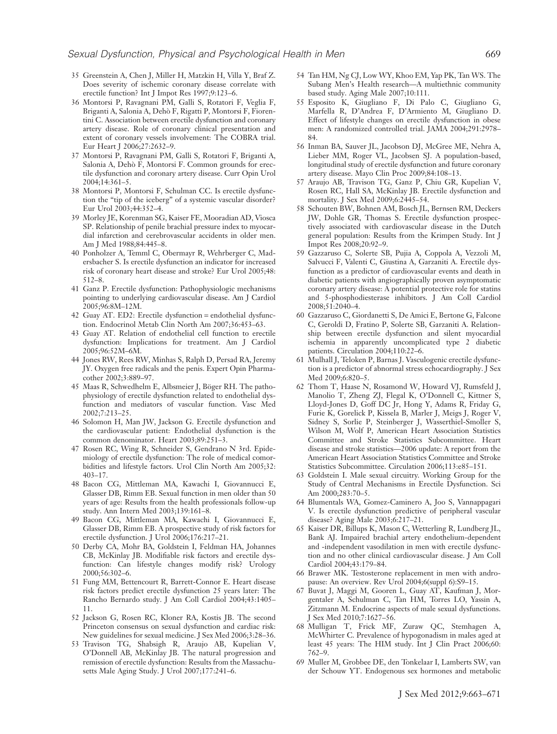35 Greenstein A, Chen J, Miller H, Matzkin H, Villa Y, Braf Z. Does severity of ischemic coronary disease correlate with erectile function? Int J Impot Res 1997;9:123–6.

36 Montorsi P, Ravagnani PM, Galli S, Rotatori F, Veglia F, Briganti A, Salonia A, Dehò F, Rigatti P, Montorsi F, Fiorentini C. Association between erectile dysfunction and coronary artery disease. Role of coronary clinical presentation and extent of coronary vessels involvement: The COBRA trial. Eur Heart J 2006;27:2632–9.

37 Montorsi P, Ravagnani PM, Galli S, Rotatori F, Briganti A, Salonia A, Dehò F, Montorsi F. Common grounds for erectile dysfunction and coronary artery disease. Curr Opin Urol 2004;14:361–5.

38 Montorsi P, Montorsi F, Schulman CC. Is erectile dysfunction the "tip of the iceberg" of a systemic vascular disorder? Eur Urol 2003;44:352–4.

39 Morley JE, Korenman SG, Kaiser FE, Mooradian AD, Viosca SP. Relationship of penile brachial pressure index to myocardial infarction and cerebrovascular accidents in older men. Am J Med 1988;84:445–8.

40 Ponholzer A, Temml C, Obermayr R, Wehrberger C, Madersbacher S. Is erectile dysfunction an indicator for increased risk of coronary heart disease and stroke? Eur Urol 2005;48:512–8.

41 Ganz P. Erectile dysfunction: Pathophysiologic mechanisms pointing to underlying cardiovascular disease. Am J Cardiol 2005;96:8M–12M.

42 Guay AT. ED2: Erectile dysfunction = endothelial dysfunction. Endocrinol Metab Clin North Am 2007;36:453–63.

43 Guay AT. Relation of endothelial cell function to erectile dysfunction: Implications for treatment. Am J Cardiol 2005;96:52M–6M.

44 Jones RW, Rees RW, Minhas S, Ralph D, Persad RA, Jeremy JY. Oxygen free radicals and the penis. Expert Opin Pharmacother 2002;3:889–97.

45 Maas R, Schwedhelm E, Albsmeier J, Böger RH. The pathophysiology of erectile dysfunction related to endothelial dysfunction and mediators of vascular function. Vasc Med 2002;7:213–25.

46 Solomon H, Man JW, Jackson G. Erectile dysfunction and the cardiovascular patient: Endothelial dysfunction is the common denominator. Heart 2003;89:251–3.

47 Rosen RC, Wing R, Schneider S, Gendrano N 3rd. Epidemiology of erectile dysfunction: The role of medical comorbidities and lifestyle factors. Urol Clin North Am 2005;32:403–17.

48 Bacon CG, Mittleman MA, Kawachi I, Giovannucci E, Glasser DB, Rimm EB. Sexual function in men older than 50 years of age: Results from the health professionals follow-up study. Ann Intern Med 2003;139:161–8.

49 Bacon CG, Mittleman MA, Kawachi I, Giovannucci E, Glasser DB, Rimm EB. A prospective study of risk factors for erectile dysfunction. J Urol 2006;176:217–21.

50 Derby CA, Mohr BA, Goldstein I, Feldman HA, Johannes CB, McKinlay JB. Modifiable risk factors and erectile dysfunction: Can lifestyle changes modify risk? Urology 2000;56:302–6.

51 Fung MM, Bettencourt R, Barrett-Connor E. Heart disease risk factors predict erectile dysfunction 25 years later: The Rancho Bernardo study. J Am Coll Cardiol 2004;43:1405–11.

52 Jackson G, Rosen RC, Kloner RA, Kostis JB. The second Princeton consensus on sexual dysfunction and cardiac risk: New guidelines for sexual medicine. J Sex Med 2006;3:28–36.

53 Travison TG, Shabsigh R, Araujo AB, Kupelian V, O'Donnell AB, McKinlay JB. The natural progression and remission of erectile dysfunction: Results from the Massachusetts Male Aging Study. J Urol 2007;177:241–6.

54 Tan HM, Ng CJ, Low WY, Khoo EM, Yap PK, Tan WS. The Subang Men's Health research—A multiethnic community based study. Aging Male 2007;10:111.

55 Esposito K, Giugliano F, Di Palo C, Giugliano G, Marfella R, D'Andrea F, D'Armiento M, Giugliano D. Effect of lifestyle changes on erectile dysfunction in obese men: A randomized controlled trial. JAMA 2004;291:2978–84.

56 Inman BA, Sauver JL, Jacobson DJ, McGree ME, Nehra A, Lieber MM, Roger VL, Jacobsen SJ. A population-based, longitudinal study of erectile dysfunction and future coronary artery disease. Mayo Clin Proc 2009;84:108–13.

57 Araujo AB, Travison TG, Ganz P, Chiu GR, Kupelian V, Rosen RC, Hall SA, McKinlay JB. Erectile dysfunction and mortality. J Sex Med 2009;6:2445–54.

58 Schouten BW, Bohnen AM, Bosch JL, Bernsen RM, Deckers JW, Dohle GR, Thomas S. Erectile dysfunction prospectively associated with cardiovascular disease in the Dutch general population: Results from the Krimpen Study. Int J Impot Res 2008;20:92–9.

59 Gazzaruso C, Solerte SB, Pujia A, Coppola A, Vezzoli M, Salvucci F, Valenti C, Giustina A, Garzaniti A. Erectile dysfunction as a predictor of cardiovascular events and death in diabetic patients with angiographically proven asymptomatic coronary artery disease: A potential protective role for statins and 5-phosphodiesterase inhibitors. J Am Coll Cardiol 2008;51:2040–4.

60 Gazzaruso C, Giordanetti S, De Amici E, Bertone G, Falcone C, Geroldi D, Fratino P, Solerte SB, Garzaniti A. Relationship between erectile dysfunction and silent myocardial ischemia in apparently uncomplicated type 2 diabetic patients. Circulation 2004;110:22–6.

61 Mulhall J, Teloken P, Barnas J. Vasculogenic erectile dysfunction is a predictor of abnormal stress echocardiography. J Sex Med 2009;6:820–5.

62 Thom T, Haase N, Rosamond W, Howard VJ, Rumsfeld J, Manolio T, Zheng ZJ, Flegal K, O'Donnell C, Kittner S, Lloyd-Jones D, Goff DC Jr, Hong Y, Adams R, Friday G, Furie K, Gorelick P, Kissela B, Marler J, Meigs J, Roger V, Sidney S, Sorlie P, Steinberger J, Wasserthiel-Smoller S, Wilson M, Wolf P, American Heart Association Statistics Committee and Stroke Statistics Subcommittee. Heart disease and stroke statistics—2006 update: A report from the American Heart Association Statistics Committee and Stroke Statistics Subcommittee. Circulation 2006;113:e85–151.

63 Goldstein I. Male sexual circuitry. Working Group for the Study of Central Mechanisms in Erectile Dysfunction. Sci Am 2000;283:70–5.

64 Blumentals WA, Gomez-Caminero A, Joo S, Vannappagari V. Is erectile dysfunction predictive of peripheral vascular disease? Aging Male 2003;6:217–21.

65 Kaiser DR, Billups K, Mason C, Wetterling R, Lundberg JL, Bank AJ. Impaired brachial artery endothelium-dependent and -independent vasodilation in men with erectile dysfunction and no other clinical cardiovascular disease. J Am Coll Cardiol 2004;43:179–84.

66 Brawer MK. Testosterone replacement in men with andropause: An overview. Rev Urol 2004;6(suppl 6):S9–15.

67 Buvat J, Maggi M, Gooren L, Guay AT, Kaufman J, Morgentaler A, Schulman C, Tan HM, Torres LO, Yassin A, Zitzmann M. Endocrine aspects of male sexual dysfunctions. J Sex Med 2010;7:1627–56.

68 Mulligan T, Frick MF, Zuraw QC, Stemhagen A, McWhirter C. Prevalence of hypogonadism in males aged at least 45 years: The HIM study. Int J Clin Pract 2006;60:762–9.

69 Muller M, Grobbee DE, den Tonkelaar I, Lamberts SW, van der Schouw YT. Endogenous sex hormones and metabolic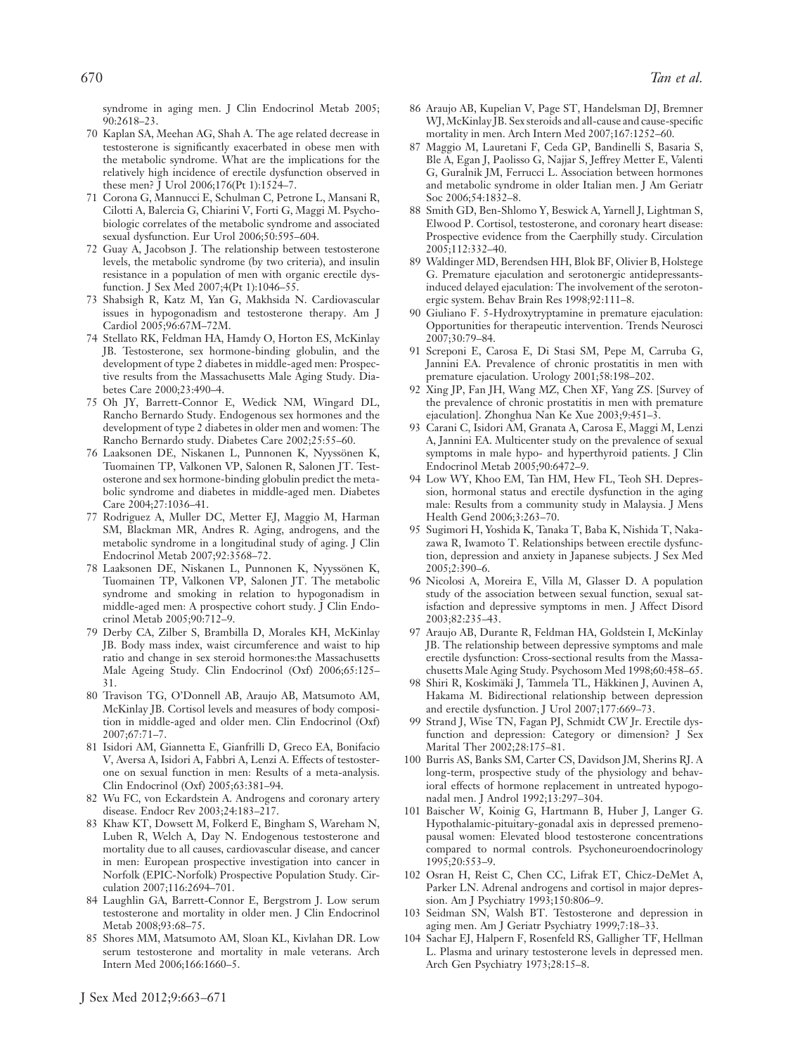syndrome in aging men. J Clin Endocrinol Metab 2005; 90:2618–23.

70 Kaplan SA, Meehan AG, Shah A. The age related decrease in testosterone is significantly exacerbated in obese men with the metabolic syndrome. What are the implications for the relatively high incidence of erectile dysfunction observed in these men? J Urol 2006;176(Pt 1):1524–7.

71 Corona G, Mannucci E, Schulman C, Petrone L, Mansani R, Cilotti A, Balercia G, Chiarini V, Forti G, Maggi M. Psychobiologic correlates of the metabolic syndrome and associated sexual dysfunction. Eur Urol 2006;50:595–604.

72 Guay A, Jacobson J. The relationship between testosterone levels, the metabolic syndrome (by two criteria), and insulin resistance in a population of men with organic erectile dysfunction. J Sex Med 2007;4(Pt 1):1046–55.

73 Shabsigh R, Katz M, Yan G, Makhsida N. Cardiovascular issues in hypogonadism and testosterone therapy. Am J Cardiol 2005;96:67M–72M.

74 Stellato RK, Feldman HA, Hamdy O, Horton ES, McKinlay JB. Testosterone, sex hormone-binding globulin, and the development of type 2 diabetes in middle-aged men: Prospective results from the Massachusetts Male Aging Study. Diabetes Care 2000;23:490–4.

75 Oh JY, Barrett-Connor E, Wedick NM, Wingard DL, Rancho Bernardo Study. Endogenous sex hormones and the development of type 2 diabetes in older men and women: The Rancho Bernardo study. Diabetes Care 2002;25:55–60.

76 Laaksonen DE, Niskanen L, Punnonen K, Nyyssönen K, Tuomainen TP, Valkonen VP, Salonen R, Salonen JT. Testosterone and sex hormone-binding globulin predict the metabolic syndrome and diabetes in middle-aged men. Diabetes Care 2004;27:1036–41.

77 Rodriguez A, Muller DC, Metter EJ, Maggio M, Harman SM, Blackman MR, Andres R. Aging, androgens, and the metabolic syndrome in a longitudinal study of aging. J Clin Endocrinol Metab 2007;92:3568–72.

78 Laaksonen DE, Niskanen L, Punnonen K, Nyyssönen K, Tuomainen TP, Valkonen VP, Salonen JT. The metabolic syndrome and smoking in relation to hypogonadism in middle-aged men: A prospective cohort study. J Clin Endocrinol Metab 2005;90:712–9.

79 Derby CA, Zilber S, Brambilla D, Morales KH, McKinlay JB. Body mass index, waist circumference and waist to hip ratio and change in sex steroid hormones:the Massachusetts Male Ageing Study. Clin Endocrinol (Oxf) 2006;65:125–31.

80 Travison TG, O'Donnell AB, Araujo AB, Matsumoto AM, McKinlay JB. Cortisol levels and measures of body composition in middle-aged and older men. Clin Endocrinol (Oxf) 2007;67:71–7.

81 Isidori AM, Giannetta E, Gianfrilli D, Greco EA, Bonifacio V, Aversa A, Isidori A, Fabbri A, Lenzi A. Effects of testosterone on sexual function in men: Results of a meta-analysis. Clin Endocrinol (Oxf) 2005;63:381–94.

82 Wu FC, von Eckardstein A. Androgens and coronary artery disease. Endocr Rev 2003;24:183–217.

83 Khaw KT, Dowsett M, Folkerd E, Bingham S, Wareham N, Luben R, Welch A, Day N. Endogenous testosterone and mortality due to all causes, cardiovascular disease, and cancer in men: European prospective investigation into cancer in Norfolk (EPIC-Norfolk) Prospective Population Study. Circulation 2007;116:2694–701.

84 Laughlin GA, Barrett-Connor E, Bergstrom J. Low serum testosterone and mortality in older men. J Clin Endocrinol Metab 2008;93:68–75.

85 Shores MM, Matsumoto AM, Sloan KL, Kivlahan DR. Low serum testosterone and mortality in male veterans. Arch Intern Med 2006;166:1660–5.

86 Araujo AB, Kupelian V, Page ST, Handelsman DJ, Bremner WJ, McKinlay JB. Sex steroids and all-cause and cause-specific mortality in men. Arch Intern Med 2007;167:1252–60.

87 Maggio M, Lauretani F, Ceda GP, Bandinelli S, Basaria S, Ble A, Egan J, Paolisso G, Najjar S, Jeffrey Metter E, Valenti G, Guralnik JM, Ferrucci L. Association between hormones and metabolic syndrome in older Italian men. J Am Geriatr Soc 2006;54:1832–8.

88 Smith GD, Ben-Shlomo Y, Beswick A, Yarnell J, Lightman S, Elwood P. Cortisol, testosterone, and coronary heart disease: Prospective evidence from the Caerphilly study. Circulation 2005;112:332–40.

89 Waldinger MD, Berendsen HH, Blok BF, Olivier B, Holstege G. Premature ejaculation and serotonergic antidepressants-induced delayed ejaculation: The involvement of the serotonergic system. Behav Brain Res 1998;92:111–8.

90 Giuliano F. 5-Hydroxytryptamine in premature ejaculation: Opportunities for therapeutic intervention. Trends Neurosci 2007;30:79–84.

91 Screponi E, Carosa E, Di Stasi SM, Pepe M, Carruba G, Jannini EA. Prevalence of chronic prostatitis in men with premature ejaculation. Urology 2001;58:198–202.

92 Xing JP, Fan JH, Wang MZ, Chen XF, Yang ZS. [Survey of the prevalence of chronic prostatitis in men with premature ejaculation]. Zhonghua Nan Ke Xue 2003;9:451–3.

93 Carani C, Isidori AM, Granata A, Carosa E, Maggi M, Lenzi A, Jannini EA. Multicenter study on the prevalence of sexual symptoms in male hypo- and hyperthyroid patients. J Clin Endocrinol Metab 2005;90:6472–9.

94 Low WY, Khoo EM, Tan HM, Hew FL, Teoh SH. Depression, hormonal status and erectile dysfunction in the aging male: Results from a community study in Malaysia. J Mens Health Gend 2006;3:263–70.

95 Sugimori H, Yoshida K, Tanaka T, Baba K, Nishida T, Nakazawa R, Iwamoto T. Relationships between erectile dysfunction, depression and anxiety in Japanese subjects. J Sex Med 2005;2:390–6.

96 Nicolosi A, Moreira E, Villa M, Glasser D. A population study of the association between sexual function, sexual satisfaction and depressive symptoms in men. J Affect Disord 2003;82:235–43.

97 Araujo AB, Durante R, Feldman HA, Goldstein I, McKinlay JB. The relationship between depressive symptoms and male erectile dysfunction: Cross-sectional results from the Massachusetts Male Aging Study. Psychosom Med 1998;60:458–65.

98 Shiri R, Koskimäki J, Tammela TL, Häkkinen J, Auvinen A, Hakama M. Bidirectional relationship between depression and erectile dysfunction. J Urol 2007;177:669–73.

99 Strand J, Wise TN, Fagan PJ, Schmidt CW Jr. Erectile dysfunction and depression: Category or dimension? J Sex Marital Ther 2002;28:175–81.

100 Burris AS, Banks SM, Carter CS, Davidson JM, Sherins RJ. A long-term, prospective study of the physiology and behavioral effects of hormone replacement in untreated hypogonadal men. J Androl 1992;13:297–304.

101 Baischer W, Koinig G, Hartmann B, Huber J, Langer G. Hypothalamic-pituitary-gonadal axis in depressed premenopausal women: Elevated blood testosterone concentrations compared to normal controls. Psychoneuroendocrinology 1995;20:553–9.

102 Osran H, Reist C, Chen CC, Lifrak ET, Chicz-DeMet A, Parker LN. Adrenal androgens and cortisol in major depression. Am J Psychiatry 1993;150:806–9.

103 Seidman SN, Walsh BT. Testosterone and depression in aging men. Am J Geriatr Psychiatry 1999;7:18–33.

104 Sachar EJ, Halpern F, Rosenfeld RS, Galligher TF, Hellman L. Plasma and urinary testosterone levels in depressed men. Arch Gen Psychiatry 1973;28:15–8.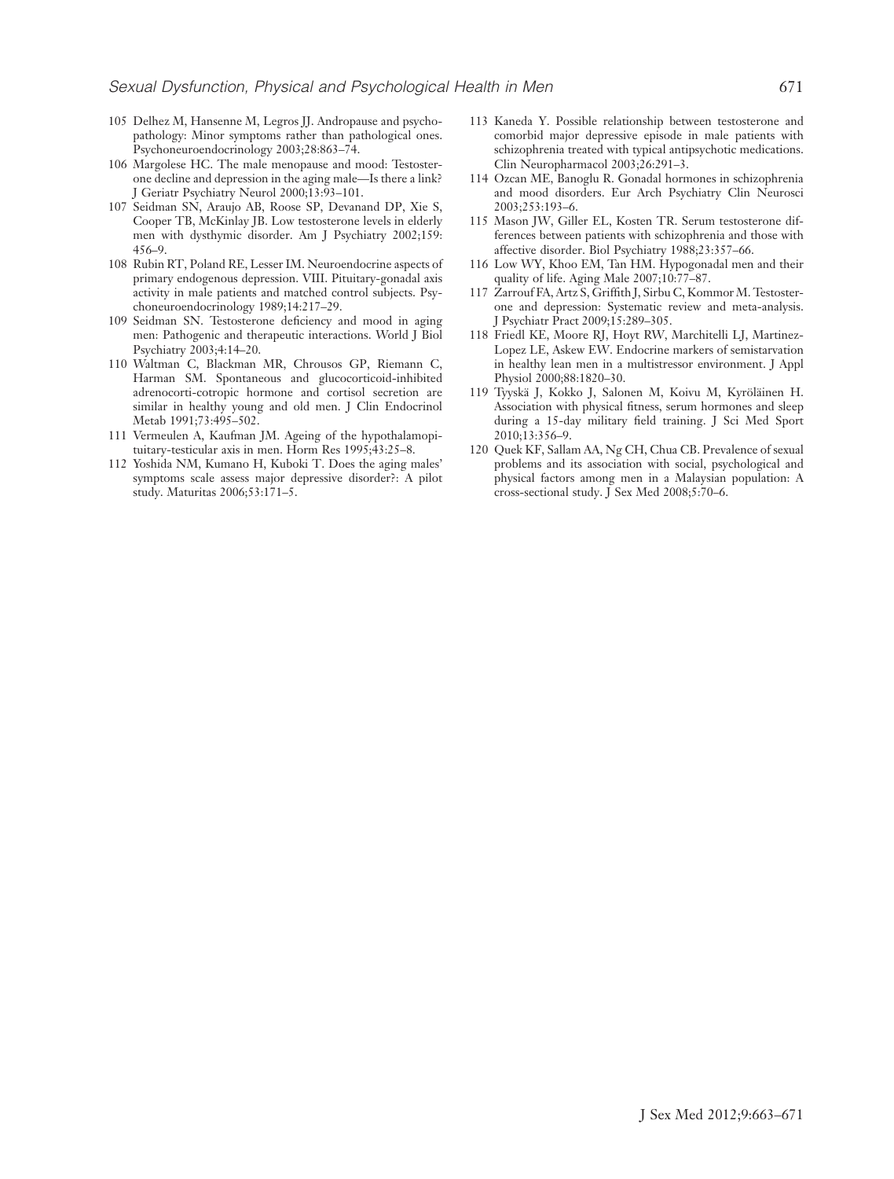105 Delhez M, Hansenne M, Legros JJ. Andropause and psychopathology: Minor symptoms rather than pathological ones. Psychoneuroendocrinology 2003;28:863–74.

106 Margolese HC. The male menopause and mood: Testosterone decline and depression in the aging male—Is there a link? J Geriatr Psychiatry Neurol 2000;13:93–101.

107 Seidman SN, Araujo AB, Roose SP, Devanand DP, Xie S, Cooper TB, McKinlay JB. Low testosterone levels in elderly men with dysthymic disorder. Am J Psychiatry 2002;159:456–9.

108 Rubin RT, Poland RE, Lesser IM. Neuroendocrine aspects of primary endogenous depression. VIII. Pituitary-gonadal axis activity in male patients and matched control subjects. Psychoneuroendocrinology 1989;14:217–29.

109 Seidman SN. Testosterone deficiency and mood in aging men: Pathogenic and therapeutic interactions. World J Biol Psychiatry 2003;4:14–20.

110 Waltman C, Blackman MR, Chrousos GP, Riemann C, Harman SM. Spontaneous and glucocorticoid-inhibited adrenocorti-cotropic hormone and cortisol secretion are similar in healthy young and old men. J Clin Endocrinol Metab 1991;73:495–502.

111 Vermeulen A, Kaufman JM. Ageing of the hypothalamopituitary-testicular axis in men. Horm Res 1995;43:25–8.

112 Yoshida NM, Kumano H, Kuboki T. Does the aging males' symptoms scale assess major depressive disorder?: A pilot study. Maturitas 2006;53:171–5.

113 Kaneda Y. Possible relationship between testosterone and comorbid major depressive episode in male patients with schizophrenia treated with typical antipsychotic medications. Clin Neuropharmacol 2003;26:291–3.

114 Ozcan ME, Banoglu R. Gonadal hormones in schizophrenia and mood disorders. Eur Arch Psychiatry Clin Neurosci 2003;253:193–6.

115 Mason JW, Giller EL, Kosten TR. Serum testosterone differences between patients with schizophrenia and those with affective disorder. Biol Psychiatry 1988;23:357–66.

116 Low WY, Khoo EM, Tan HM. Hypogonadal men and their quality of life. Aging Male 2007;10:77–87.

117 Zarrouf FA, Artz S, Griffith J, Sirbu C, Kommor M. Testosterone and depression: Systematic review and meta-analysis. J Psychiatr Pract 2009;15:289–305.

118 Friedl KE, Moore RJ, Hoyt RW, Marchitelli LJ, Martinez-Lopez LE, Askew EW. Endocrine markers of semistarvation in healthy lean men in a multistressor environment. J Appl Physiol 2000;88:1820–30.

119 Tyyskä J, Kokko J, Salonen M, Koivu M, Kyröläinen H. Association with physical fitness, serum hormones and sleep during a 15-day military field training. J Sci Med Sport 2010;13:356–9.

120 Quek KF, Sallam AA, Ng CH, Chua CB. Prevalence of sexual problems and its association with social, psychological and physical factors among men in a Malaysian population: A cross-sectional study. J Sex Med 2008;5:70–6.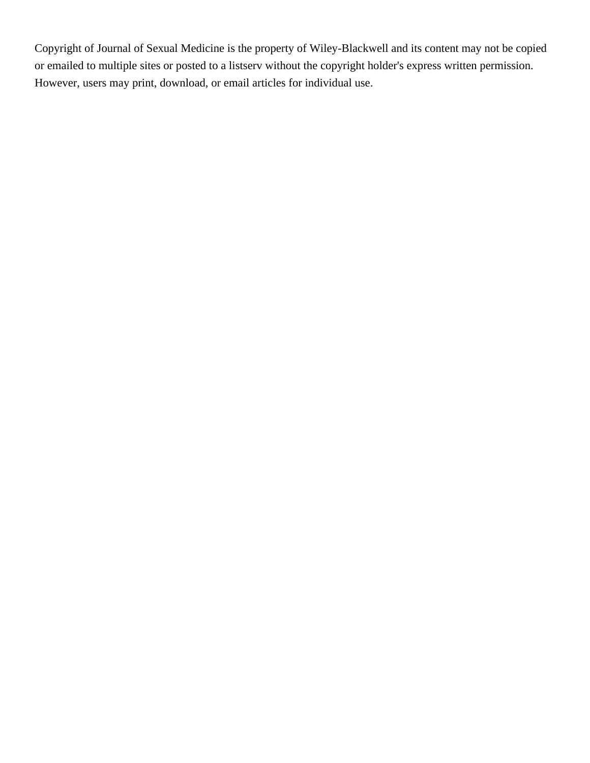Copyright of Journal of Sexual Medicine is the property of Wiley-Blackwell and its content may not be copied or emailed to multiple sites or posted to a listserv without the copyright holder's express written permission. However, users may print, download, or email articles for individual use.